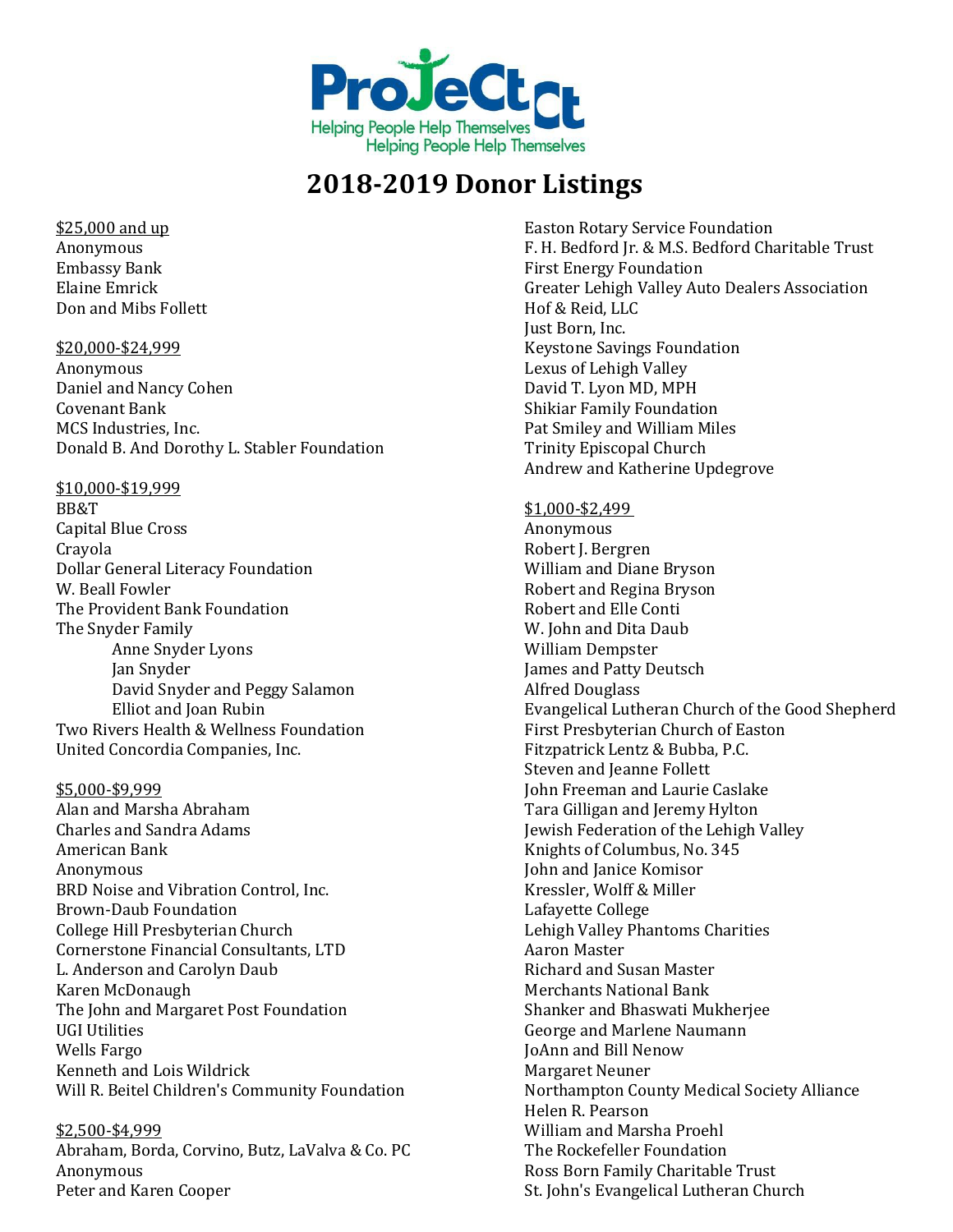ProJeCt
Helping People Help Themselves

# 2018-2019 Donor Listings

**$25,000 and up**

Anonymous
Embassy Bank
Elaine Emrick
Don and Mibs Follett

**$20,000-$24,999**

Anonymous
Daniel and Nancy Cohen
Covenant Bank
MCS Industries, Inc.
Donald B. And Dorothy L. Stabler Foundation

**$10,000-$19,999**

BB&T
Capital Blue Cross
Crayola
Dollar General Literacy Foundation
W. Beall Fowler
The Provident Bank Foundation
The Snyder Family
- Anne Snyder Lyons
- Jan Snyder
- David Snyder and Peggy Salamon
- Elliot and Joan Rubin

Two Rivers Health & Wellness Foundation
United Concordia Companies, Inc.

**$5,000-$9,999**

Alan and Marsha Abraham
Charles and Sandra Adams
American Bank
Anonymous
BRD Noise and Vibration Control, Inc.
Brown-Daub Foundation
College Hill Presbyterian Church
Cornerstone Financial Consultants, LTD
L. Anderson and Carolyn Daub
Karen McDonaugh
The John and Margaret Post Foundation
UGI Utilities
Wells Fargo
Kenneth and Lois Wildrick
Will R. Beitel Children's Community Foundation

**$2,500-$4,999**

Abraham, Borda, Corvino, Butz, LaValva & Co. PC
Anonymous
Peter and Karen Cooper
Easton Rotary Service Foundation
F. H. Bedford Jr. & M.S. Bedford Charitable Trust
First Energy Foundation
Greater Lehigh Valley Auto Dealers Association
Hof & Reid, LLC
Just Born, Inc.
Keystone Savings Foundation
Lexus of Lehigh Valley
David T. Lyon MD, MPH
Shikiar Family Foundation
Pat Smiley and William Miles
Trinity Episcopal Church
Andrew and Katherine Updegrove

**$1,000-$2,499**

Anonymous
Robert J. Bergren
William and Diane Bryson
Robert and Regina Bryson
Robert and Elle Conti
W. John and Dita Daub
William Dempster
James and Patty Deutsch
Alfred Douglass
Evangelical Lutheran Church of the Good Shepherd
First Presbyterian Church of Easton
Fitzpatrick Lentz & Bubba, P.C.
Steven and Jeanne Follett
John Freeman and Laurie Caslake
Tara Gilligan and Jeremy Hylton
Jewish Federation of the Lehigh Valley
Knights of Columbus, No. 345
John and Janice Komisor
Kressler, Wolff & Miller
Lafayette College
Lehigh Valley Phantoms Charities
Aaron Master
Richard and Susan Master
Merchants National Bank
Shanker and Bhaswati Mukherjee
George and Marlene Naumann
JoAnn and Bill Nenow
Margaret Neuner
Northampton County Medical Society Alliance
Helen R. Pearson
William and Marsha Proehl
The Rockefeller Foundation
Ross Born Family Charitable Trust
St. John's Evangelical Lutheran Church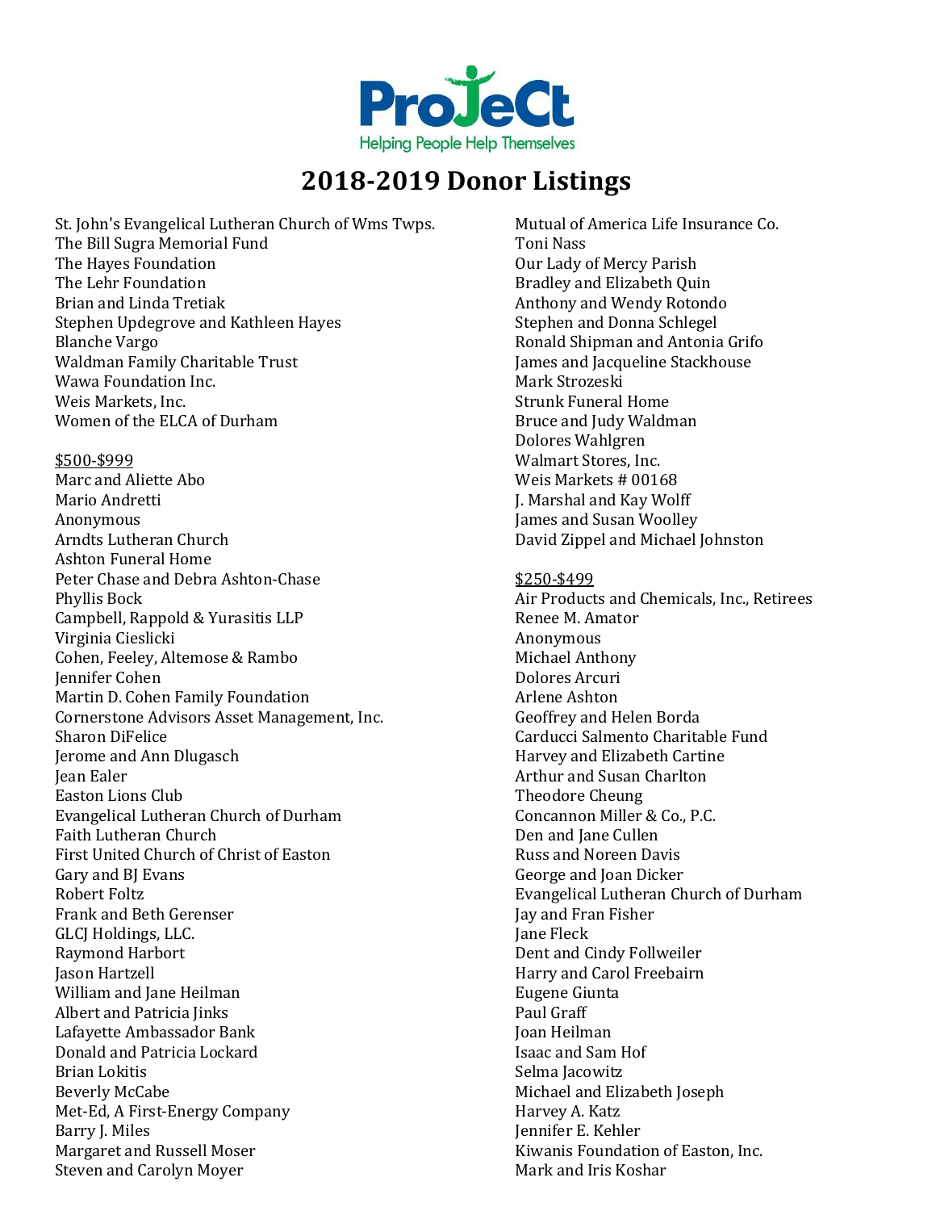ProJeCt

Helping People Help Themselves

# 2018-2019 Donor Listings

St. John's Evangelical Lutheran Church of Wms Twps.
The Bill Sugra Memorial Fund
The Hayes Foundation
The Lehr Foundation
Brian and Linda Tretiak
Stephen Updegrove and Kathleen Hayes
Blanche Vargo
Waldman Family Charitable Trust
Wawa Foundation Inc.
Weis Markets, Inc.
Women of the ELCA of Durham

$500-$999

Marc and Aliette Abo
Mario Andretti
Anonymous
Arndts Lutheran Church
Ashton Funeral Home
Peter Chase and Debra Ashton-Chase
Phyllis Bock
Campbell, Rappold & Yurasitis LLP
Virginia Cieslicki
Cohen, Feeley, Altemose & Rambo
Jennifer Cohen
Martin D. Cohen Family Foundation
Cornerstone Advisors Asset Management, Inc.
Sharon DiFelice
Jerome and Ann Dlugasch
Jean Ealer
Easton Lions Club
Evangelical Lutheran Church of Durham
Faith Lutheran Church
First United Church of Christ of Easton
Gary and BJ Evans
Robert Foltz
Frank and Beth Gerenser
GLCJ Holdings, LLC.
Raymond Harbort
Jason Hartzell
William and Jane Heilman
Albert and Patricia Jinks
Lafayette Ambassador Bank
Donald and Patricia Lockard
Brian Lokitis
Beverly McCabe
Met-Ed, A First-Energy Company
Barry J. Miles
Margaret and Russell Moser
Steven and Carolyn Moyer
Mutual of America Life Insurance Co.
Toni Nass
Our Lady of Mercy Parish
Bradley and Elizabeth Quin
Anthony and Wendy Rotondo
Stephen and Donna Schlegel
Ronald Shipman and Antonia Grifo
James and Jacqueline Stackhouse
Mark Strozeski
Strunk Funeral Home
Bruce and Judy Waldman
Dolores Wahlgren
Walmart Stores, Inc.
Weis Markets # 00168
J. Marshal and Kay Wolff
James and Susan Woolley
David Zippel and Michael Johnston

$250-$499

Air Products and Chemicals, Inc., Retirees
Renee M. Amator
Anonymous
Michael Anthony
Dolores Arcuri
Arlene Ashton
Geoffrey and Helen Borda
Carducci Salmento Charitable Fund
Harvey and Elizabeth Cartine
Arthur and Susan Charlton
Theodore Cheung
Concannon Miller & Co., P.C.
Den and Jane Cullen
Russ and Noreen Davis
George and Joan Dicker
Evangelical Lutheran Church of Durham
Jay and Fran Fisher
Jane Fleck
Dent and Cindy Follweiler
Harry and Carol Freebairn
Eugene Giunta
Paul Graff
Joan Heilman
Isaac and Sam Hof
Selma Jacowitz
Michael and Elizabeth Joseph
Harvey A. Katz
Jennifer E. Kehler
Kiwanis Foundation of Easton, Inc.
Mark and Iris Koshar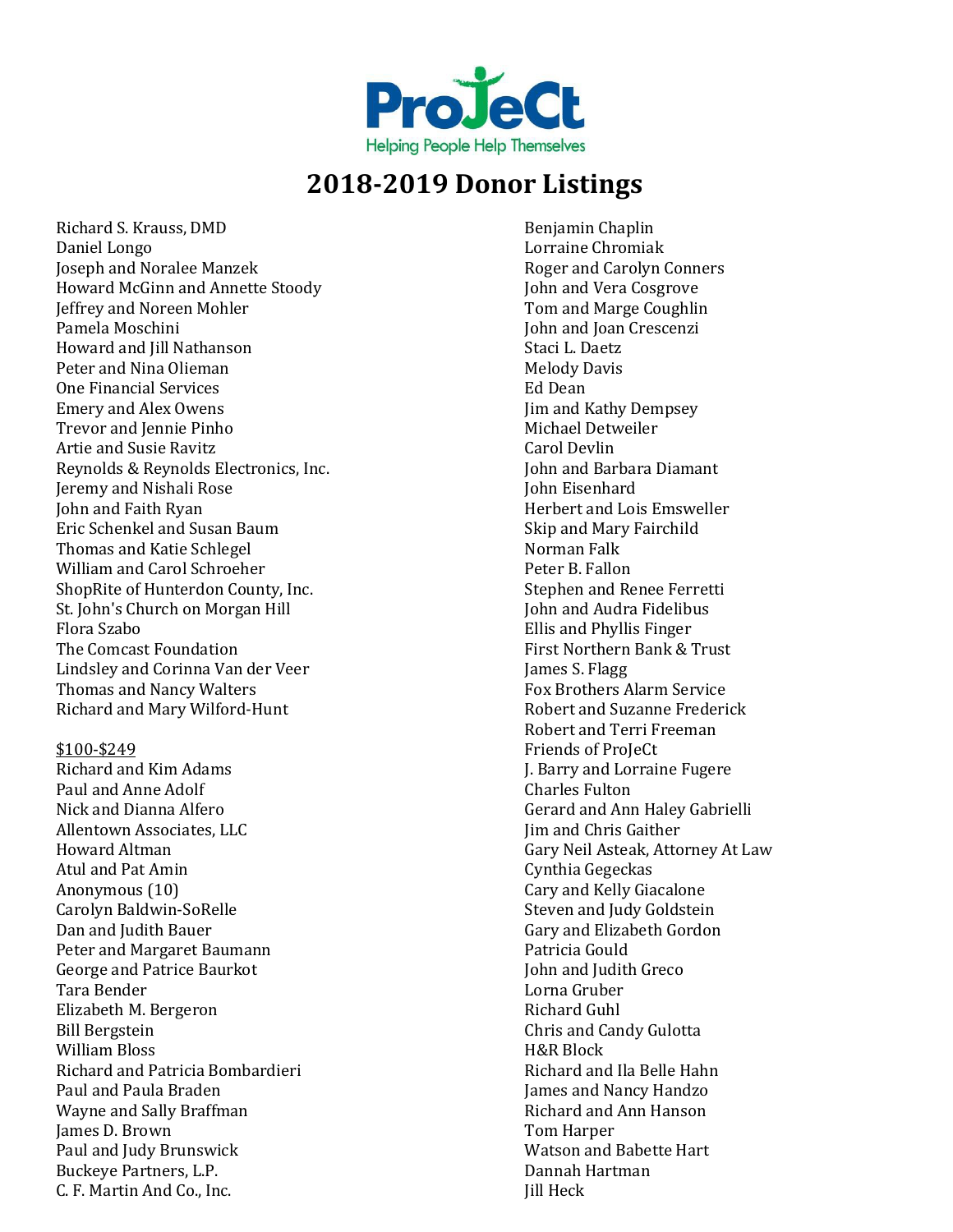ProJeCt

Helping People Help Themselves

# 2018-2019 Donor Listings

Richard S. Krauss, DMD
Daniel Longo
Joseph and Noralee Manzek
Howard McGinn and Annette Stoody
Jeffrey and Noreen Mohler
Pamela Moschini
Howard and Jill Nathanson
Peter and Nina Olieman
One Financial Services
Emery and Alex Owens
Trevor and Jennie Pinho
Artie and Susie Ravitz
Reynolds & Reynolds Electronics, Inc.
Jeremy and Nishali Rose
John and Faith Ryan
Eric Schenkel and Susan Baum
Thomas and Katie Schlegel
William and Carol Schroeher
ShopRite of Hunterdon County, Inc.
St. John's Church on Morgan Hill
Flora Szabo
The Comcast Foundation
Lindsley and Corinna Van der Veer
Thomas and Nancy Walters
Richard and Mary Wilford-Hunt

<u>$100-$249</u>

Richard and Kim Adams
Paul and Anne Adolf
Nick and Dianna Alfero
Allentown Associates, LLC
Howard Altman
Atul and Pat Amin
Anonymous (10)
Carolyn Baldwin-SoRelle
Dan and Judith Bauer
Peter and Margaret Baumann
George and Patrice Baurkot
Tara Bender
Elizabeth M. Bergeron
Bill Bergstein
William Bloss
Richard and Patricia Bombardieri
Paul and Paula Braden
Wayne and Sally Braffman
James D. Brown
Paul and Judy Brunswick
Buckeye Partners, L.P.
C. F. Martin And Co., Inc.
Benjamin Chaplin
Lorraine Chromiak
Roger and Carolyn Conners
John and Vera Cosgrove
Tom and Marge Coughlin
John and Joan Crescenzi
Staci L. Daetz
Melody Davis
Ed Dean
Jim and Kathy Dempsey
Michael Detweiler
Carol Devlin
John and Barbara Diamant
John Eisenhard
Herbert and Lois Emsweller
Skip and Mary Fairchild
Norman Falk
Peter B. Fallon
Stephen and Renee Ferretti
John and Audra Fidelibus
Ellis and Phyllis Finger
First Northern Bank & Trust
James S. Flagg
Fox Brothers Alarm Service
Robert and Suzanne Frederick
Robert and Terri Freeman
Friends of ProJeCt
J. Barry and Lorraine Fugere
Charles Fulton
Gerard and Ann Haley Gabrielli
Jim and Chris Gaither
Gary Neil Asteak, Attorney At Law
Cynthia Gegeckas
Cary and Kelly Giacalone
Steven and Judy Goldstein
Gary and Elizabeth Gordon
Patricia Gould
John and Judith Greco
Lorna Gruber
Richard Guhl
Chris and Candy Gulotta
H&R Block
Richard and Ila Belle Hahn
James and Nancy Handzo
Richard and Ann Hanson
Tom Harper
Watson and Babette Hart
Dannah Hartman
Jill Heck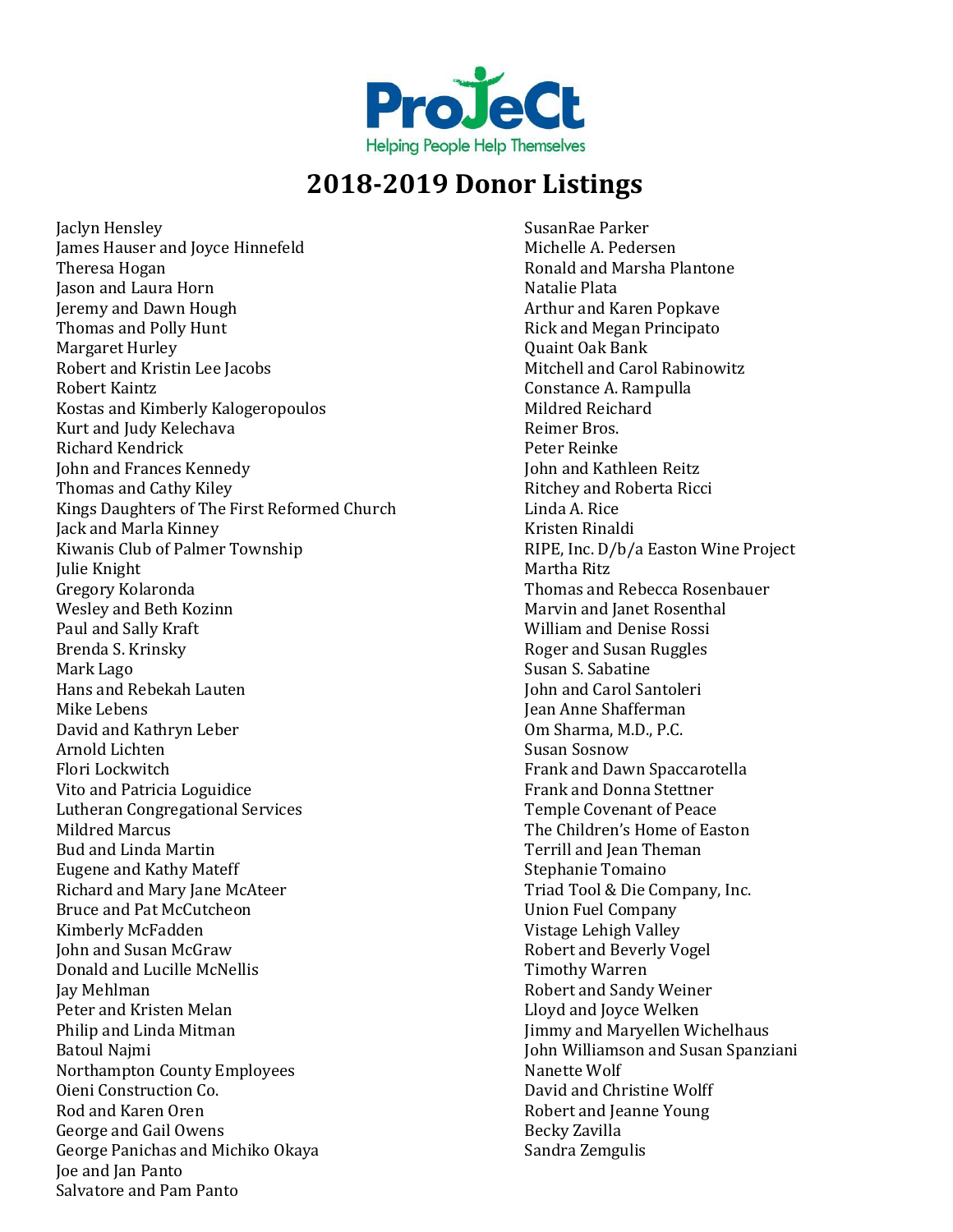ProJeCt

Helping People Help Themselves

# 2018-2019 Donor Listings

Jaclyn Hensley
James Hauser and Joyce Hinnefeld
Theresa Hogan
Jason and Laura Horn
Jeremy and Dawn Hough
Thomas and Polly Hunt
Margaret Hurley
Robert and Kristin Lee Jacobs
Robert Kaintz
Kostas and Kimberly Kalogeropoulos
Kurt and Judy Kelechava
Richard Kendrick
John and Frances Kennedy
Thomas and Cathy Kiley
Kings Daughters of The First Reformed Church
Jack and Marla Kinney
Kiwanis Club of Palmer Township
Julie Knight
Gregory Kolaronda
Wesley and Beth Kozinn
Paul and Sally Kraft
Brenda S. Krinsky
Mark Lago
Hans and Rebekah Lauten
Mike Lebens
David and Kathryn Leber
Arnold Lichten
Flori Lockwitch
Vito and Patricia Loguidice
Lutheran Congregational Services
Mildred Marcus
Bud and Linda Martin
Eugene and Kathy Mateff
Richard and Mary Jane McAteer
Bruce and Pat McCutcheon
Kimberly McFadden
John and Susan McGraw
Donald and Lucille McNellis
Jay Mehlman
Peter and Kristen Melan
Philip and Linda Mitman
Batoul Najmi
Northampton County Employees
Oieni Construction Co.
Rod and Karen Oren
George and Gail Owens
George Panichas and Michiko Okaya
Joe and Jan Panto
Salvatore and Pam Panto
SusanRae Parker
Michelle A. Pedersen
Ronald and Marsha Plantone
Natalie Plata
Arthur and Karen Popkave
Rick and Megan Principato
Quaint Oak Bank
Mitchell and Carol Rabinowitz
Constance A. Rampulla
Mildred Reichard
Reimer Bros.
Peter Reinke
John and Kathleen Reitz
Ritchey and Roberta Ricci
Linda A. Rice
Kristen Rinaldi
RIPE, Inc. D/b/a Easton Wine Project
Martha Ritz
Thomas and Rebecca Rosenbauer
Marvin and Janet Rosenthal
William and Denise Rossi
Roger and Susan Ruggles
Susan S. Sabatine
John and Carol Santoleri
Jean Anne Shafferman
Om Sharma, M.D., P.C.
Susan Sosnow
Frank and Dawn Spaccarotella
Frank and Donna Stettner
Temple Covenant of Peace
The Children's Home of Easton
Terrill and Jean Theman
Stephanie Tomaino
Triad Tool & Die Company, Inc.
Union Fuel Company
Vistage Lehigh Valley
Robert and Beverly Vogel
Timothy Warren
Robert and Sandy Weiner
Lloyd and Joyce Welken
Jimmy and Maryellen Wichelhaus
John Williamson and Susan Spanziani
Nanette Wolf
David and Christine Wolff
Robert and Jeanne Young
Becky Zavilla
Sandra Zemgulis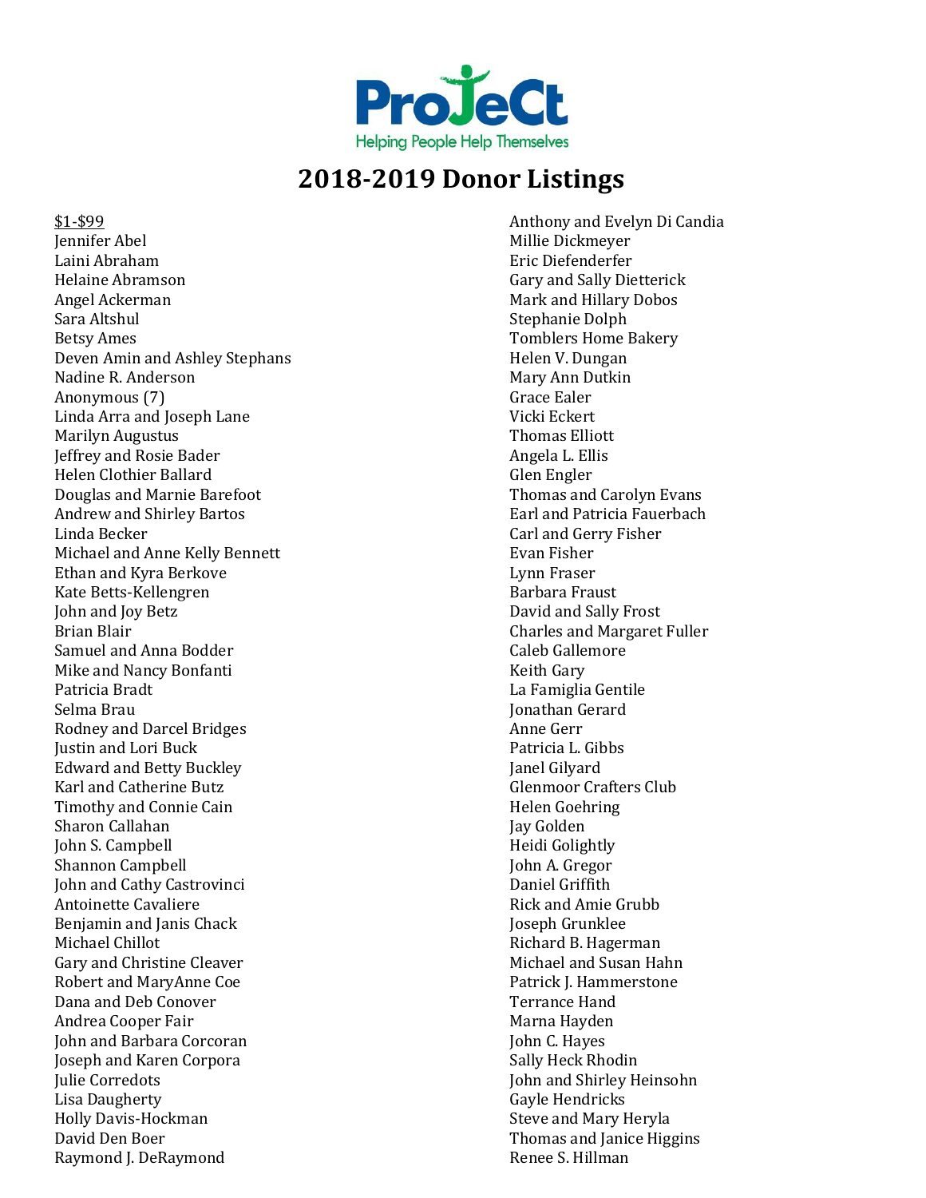# 2018-2019 Donor Listings

$1-$99

Jennifer Abel
Laini Abraham
Helaine Abramson
Angel Ackerman
Sara Altshul
Betsy Ames
Deven Amin and Ashley Stephans
Nadine R. Anderson
Anonymous (7)
Linda Arra and Joseph Lane
Marilyn Augustus
Jeffrey and Rosie Bader
Helen Clothier Ballard
Douglas and Marnie Barefoot
Andrew and Shirley Bartos
Linda Becker
Michael and Anne Kelly Bennett
Ethan and Kyra Berkove
Kate Betts-Kellengren
John and Joy Betz
Brian Blair
Samuel and Anna Bodder
Mike and Nancy Bonfanti
Patricia Bradt
Selma Brau
Rodney and Darcel Bridges
Justin and Lori Buck
Edward and Betty Buckley
Karl and Catherine Butz
Timothy and Connie Cain
Sharon Callahan
John S. Campbell
Shannon Campbell
John and Cathy Castrovinci
Antoinette Cavaliere
Benjamin and Janis Chack
Michael Chillot
Gary and Christine Cleaver
Robert and MaryAnne Coe
Dana and Deb Conover
Andrea Cooper Fair
John and Barbara Corcoran
Joseph and Karen Corpora
Julie Corredots
Lisa Daugherty
Holly Davis-Hockman
David Den Boer
Raymond J. DeRaymond
Anthony and Evelyn Di Candia
Millie Dickmeyer
Eric Diefenderfer
Gary and Sally Dietterick
Mark and Hillary Dobos
Stephanie Dolph
Tomblers Home Bakery
Helen V. Dungan
Mary Ann Dutkin
Grace Ealer
Vicki Eckert
Thomas Elliott
Angela L. Ellis
Glen Engler
Thomas and Carolyn Evans
Earl and Patricia Fauerbach
Carl and Gerry Fisher
Evan Fisher
Lynn Fraser
Barbara Fraust
David and Sally Frost
Charles and Margaret Fuller
Caleb Gallemore
Keith Gary
La Famiglia Gentile
Jonathan Gerard
Anne Gerr
Patricia L. Gibbs
Janel Gilyard
Glenmoor Crafters Club
Helen Goehring
Jay Golden
Heidi Golightly
John A. Gregor
Daniel Griffith
Rick and Amie Grubb
Joseph Grunklee
Richard B. Hagerman
Michael and Susan Hahn
Patrick J. Hammerstone
Terrance Hand
Marna Hayden
John C. Hayes
Sally Heck Rhodin
John and Shirley Heinsohn
Gayle Hendricks
Steve and Mary Heryla
Thomas and Janice Higgins
Renee S. Hillman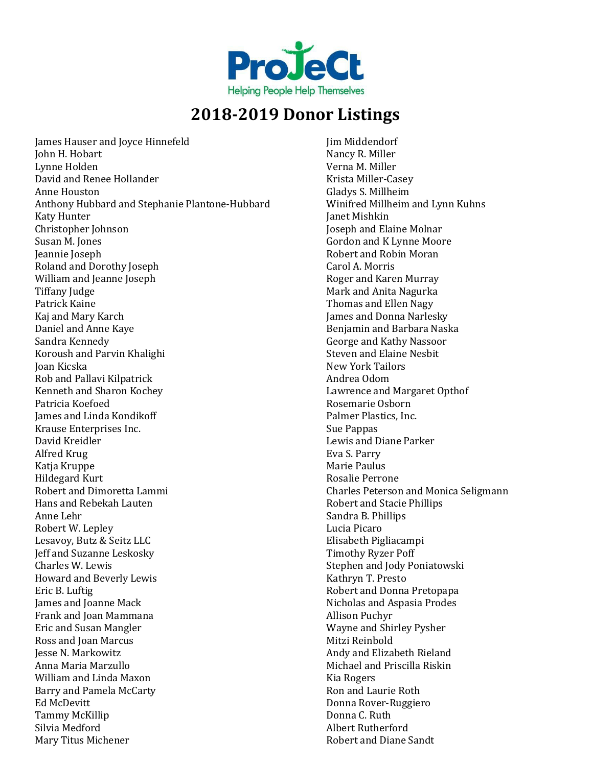ProJeCt

Helping People Help Themselves

# 2018-2019 Donor Listings

James Hauser and Joyce Hinnefeld
John H. Hobart
Lynne Holden
David and Renee Hollander
Anne Houston
Anthony Hubbard and Stephanie Plantone-Hubbard
Katy Hunter
Christopher Johnson
Susan M. Jones
Jeannie Joseph
Roland and Dorothy Joseph
William and Jeanne Joseph
Tiffany Judge
Patrick Kaine
Kaj and Mary Karch
Daniel and Anne Kaye
Sandra Kennedy
Koroush and Parvin Khalighi
Joan Kicska
Rob and Pallavi Kilpatrick
Kenneth and Sharon Kochey
Patricia Koefoed
James and Linda Kondikoff
Krause Enterprises Inc.
David Kreidler
Alfred Krug
Katja Kruppe
Hildegard Kurt
Robert and Dimoretta Lammi
Hans and Rebekah Lauten
Anne Lehr
Robert W. Lepley
Lesavoy, Butz & Seitz LLC
Jeff and Suzanne Leskosky
Charles W. Lewis
Howard and Beverly Lewis
Eric B. Luftig
James and Joanne Mack
Frank and Joan Mammana
Eric and Susan Mangler
Ross and Joan Marcus
Jesse N. Markowitz
Anna Maria Marzullo
William and Linda Maxon
Barry and Pamela McCarty
Ed McDevitt
Tammy McKillip
Silvia Medford
Mary Titus Michener
Jim Middendorf
Nancy R. Miller
Verna M. Miller
Krista Miller-Casey
Gladys S. Millheim
Winifred Millheim and Lynn Kuhns
Janet Mishkin
Joseph and Elaine Molnar
Gordon and K Lynne Moore
Robert and Robin Moran
Carol A. Morris
Roger and Karen Murray
Mark and Anita Nagurka
Thomas and Ellen Nagy
James and Donna Narlesky
Benjamin and Barbara Naska
George and Kathy Nassoor
Steven and Elaine Nesbit
New York Tailors
Andrea Odom
Lawrence and Margaret Opthof
Rosemarie Osborn
Palmer Plastics, Inc.
Sue Pappas
Lewis and Diane Parker
Eva S. Parry
Marie Paulus
Rosalie Perrone
Charles Peterson and Monica Seligmann
Robert and Stacie Phillips
Sandra B. Phillips
Lucia Picaro
Elisabeth Pigliacampi
Timothy Ryzer Poff
Stephen and Jody Poniatowski
Kathryn T. Presto
Robert and Donna Pretopapa
Nicholas and Aspasia Prodes
Allison Puchyr
Wayne and Shirley Pysher
Mitzi Reinbold
Andy and Elizabeth Rieland
Michael and Priscilla Riskin
Kia Rogers
Ron and Laurie Roth
Donna Rover-Ruggiero
Donna C. Ruth
Albert Rutherford
Robert and Diane Sandt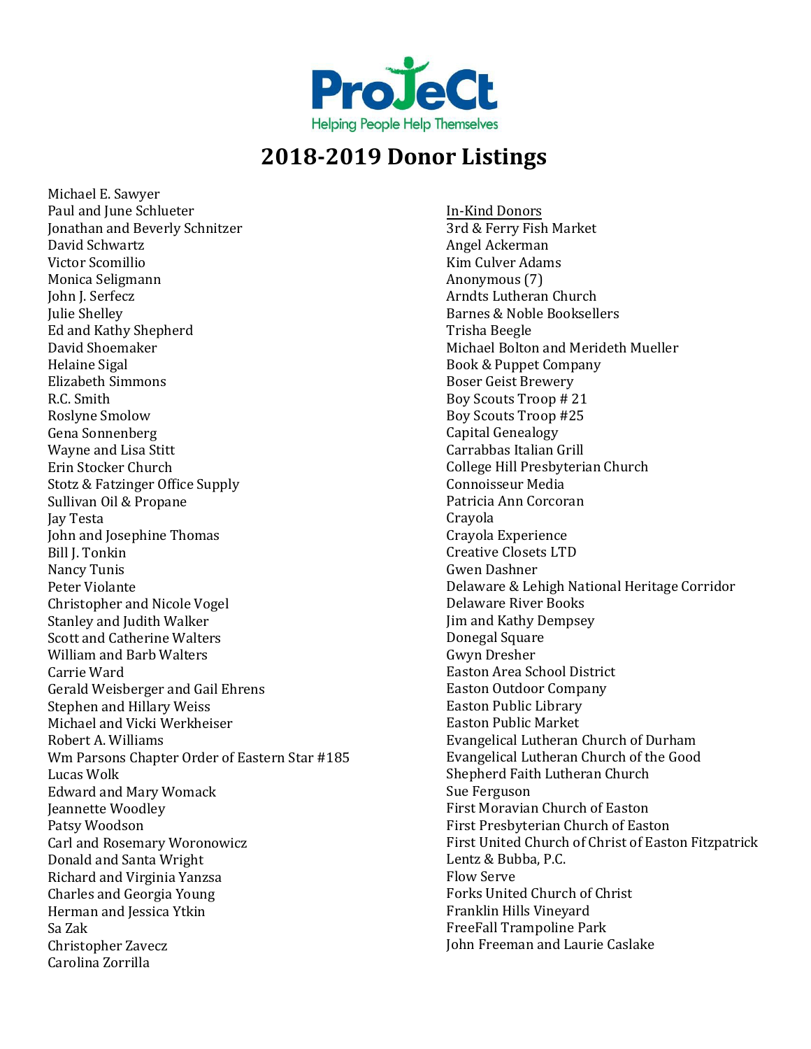ProJeCt

Helping People Help Themselves

# 2018-2019 Donor Listings

Michael E. Sawyer
Paul and June Schlueter
Jonathan and Beverly Schnitzer
David Schwartz
Victor Scomillio
Monica Seligmann
John J. Serfecz
Julie Shelley
Ed and Kathy Shepherd
David Shoemaker
Helaine Sigal
Elizabeth Simmons
R.C. Smith
Roslyne Smolow
Gena Sonnenberg
Wayne and Lisa Stitt
Erin Stocker Church
Stotz & Fatzinger Office Supply
Sullivan Oil & Propane
Jay Testa
John and Josephine Thomas
Bill J. Tonkin
Nancy Tunis
Peter Violante
Christopher and Nicole Vogel
Stanley and Judith Walker
Scott and Catherine Walters
William and Barb Walters
Carrie Ward
Gerald Weisberger and Gail Ehrens
Stephen and Hillary Weiss
Michael and Vicki Werkheiser
Robert A. Williams
Wm Parsons Chapter Order of Eastern Star #185
Lucas Wolk
Edward and Mary Womack
Jeannette Woodley
Patsy Woodson
Carl and Rosemary Woronowicz
Donald and Santa Wright
Richard and Virginia Yanzsa
Charles and Georgia Young
Herman and Jessica Ytkin
Sa Zak
Christopher Zavecz
Carolina Zorrilla

## In-Kind Donors

3rd & Ferry Fish Market
Angel Ackerman
Kim Culver Adams
Anonymous (7)
Arndts Lutheran Church
Barnes & Noble Booksellers
Trisha Beegle
Michael Bolton and Merideth Mueller
Book & Puppet Company
Boser Geist Brewery
Boy Scouts Troop # 21
Boy Scouts Troop #25
Capital Genealogy
Carrabbas Italian Grill
College Hill Presbyterian Church
Connoisseur Media
Patricia Ann Corcoran
Crayola
Crayola Experience
Creative Closets LTD
Gwen Dashner
Delaware & Lehigh National Heritage Corridor
Delaware River Books
Jim and Kathy Dempsey
Donegal Square
Gwyn Dresher
Easton Area School District
Easton Outdoor Company
Easton Public Library
Easton Public Market
Evangelical Lutheran Church of Durham
Evangelical Lutheran Church of the Good Shepherd Faith Lutheran Church
Sue Ferguson
First Moravian Church of Easton
First Presbyterian Church of Easton
First United Church of Christ of Easton Fitzpatrick Lentz & Bubba, P.C.
Flow Serve
Forks United Church of Christ
Franklin Hills Vineyard
FreeFall Trampoline Park
John Freeman and Laurie Caslake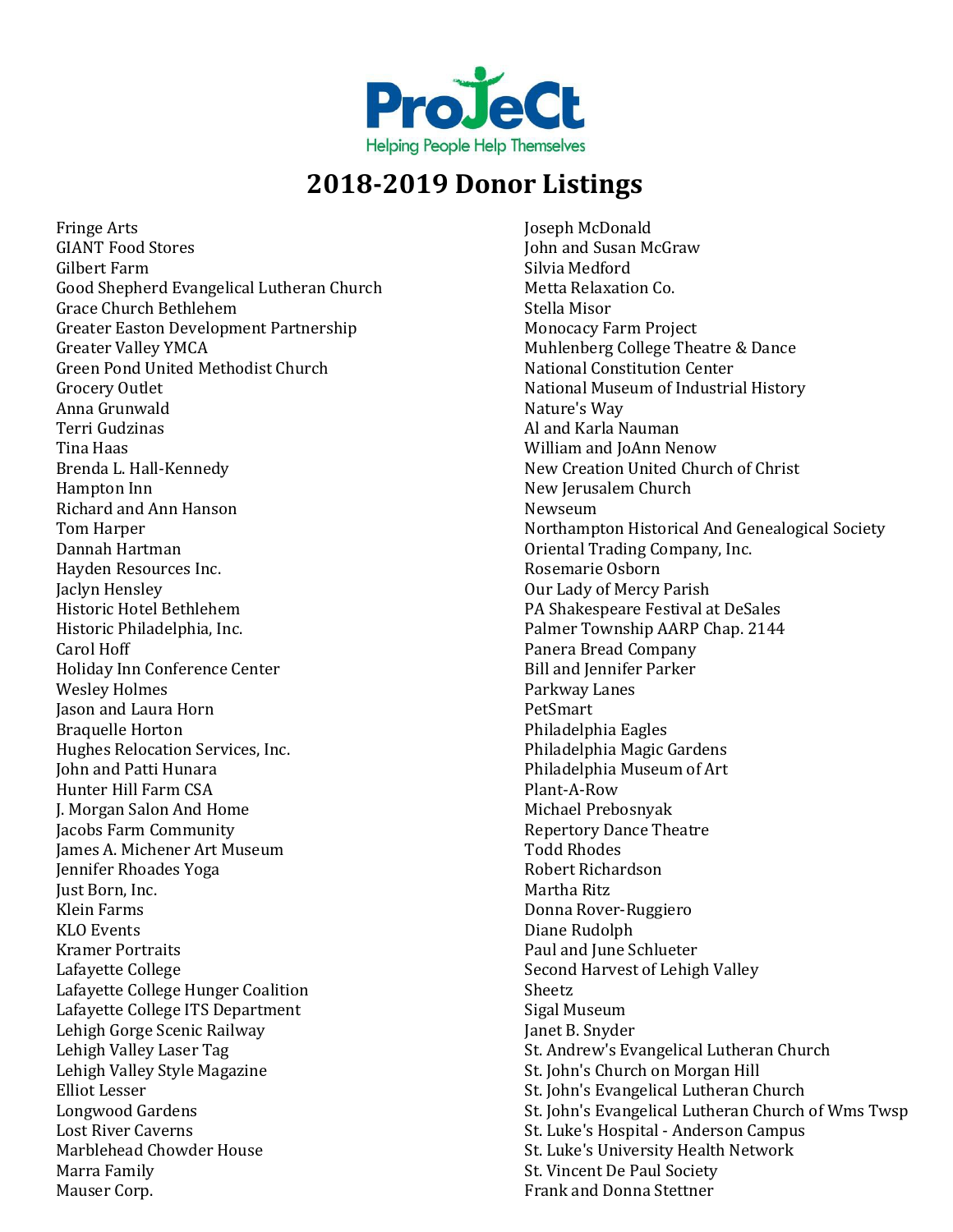ProJeCt

Helping People Help Themselves

# 2018-2019 Donor Listings

Fringe Arts
GIANT Food Stores
Gilbert Farm
Good Shepherd Evangelical Lutheran Church
Grace Church Bethlehem
Greater Easton Development Partnership
Greater Valley YMCA
Green Pond United Methodist Church
Grocery Outlet
Anna Grunwald
Terri Gudzinas
Tina Haas
Brenda L. Hall-Kennedy
Hampton Inn
Richard and Ann Hanson
Tom Harper
Dannah Hartman
Hayden Resources Inc.
Jaclyn Hensley
Historic Hotel Bethlehem
Historic Philadelphia, Inc.
Carol Hoff
Holiday Inn Conference Center
Wesley Holmes
Jason and Laura Horn
Braquelle Horton
Hughes Relocation Services, Inc.
John and Patti Hunara
Hunter Hill Farm CSA
J. Morgan Salon And Home
Jacobs Farm Community
James A. Michener Art Museum
Jennifer Rhoades Yoga
Just Born, Inc.
Klein Farms
KLO Events
Kramer Portraits
Lafayette College
Lafayette College Hunger Coalition
Lafayette College ITS Department
Lehigh Gorge Scenic Railway
Lehigh Valley Laser Tag
Lehigh Valley Style Magazine
Elliot Lesser
Longwood Gardens
Lost River Caverns
Marblehead Chowder House
Marra Family
Mauser Corp.
Joseph McDonald
John and Susan McGraw
Silvia Medford
Metta Relaxation Co.
Stella Misor
Monocacy Farm Project
Muhlenberg College Theatre & Dance
National Constitution Center
National Museum of Industrial History
Nature's Way
Al and Karla Nauman
William and JoAnn Nenow
New Creation United Church of Christ
New Jerusalem Church
Newseum
Northampton Historical And Genealogical Society
Oriental Trading Company, Inc.
Rosemarie Osborn
Our Lady of Mercy Parish
PA Shakespeare Festival at DeSales
Palmer Township AARP Chap. 2144
Panera Bread Company
Bill and Jennifer Parker
Parkway Lanes
PetSmart
Philadelphia Eagles
Philadelphia Magic Gardens
Philadelphia Museum of Art
Plant-A-Row
Michael Prebosnyak
Repertory Dance Theatre
Todd Rhodes
Robert Richardson
Martha Ritz
Donna Rover-Ruggiero
Diane Rudolph
Paul and June Schlueter
Second Harvest of Lehigh Valley
Sheetz
Sigal Museum
Janet B. Snyder
St. Andrew's Evangelical Lutheran Church
St. John's Church on Morgan Hill
St. John's Evangelical Lutheran Church
St. John's Evangelical Lutheran Church of Wms Twsp
St. Luke's Hospital - Anderson Campus
St. Luke's University Health Network
St. Vincent De Paul Society
Frank and Donna Stettner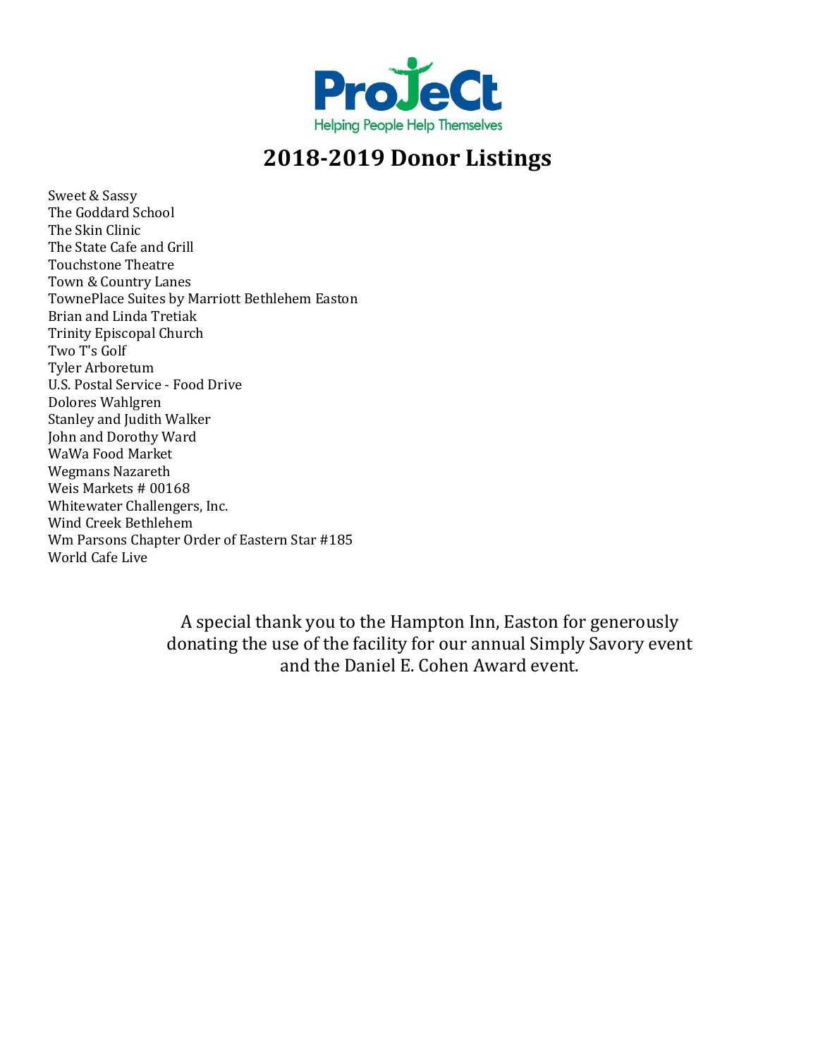ProJeCt

Helping People Help Themselves

# 2018-2019 Donor Listings

Sweet & Sassy
The Goddard School
The Skin Clinic
The State Cafe and Grill
Touchstone Theatre
Town & Country Lanes
TownePlace Suites by Marriott Bethlehem Easton
Brian and Linda Tretiak
Trinity Episcopal Church
Two T's Golf
Tyler Arboretum
U.S. Postal Service - Food Drive
Dolores Wahlgren
Stanley and Judith Walker
John and Dorothy Ward
WaWa Food Market
Wegmans Nazareth
Weis Markets # 00168
Whitewater Challengers, Inc.
Wind Creek Bethlehem
Wm Parsons Chapter Order of Eastern Star #185
World Cafe Live

A special thank you to the Hampton Inn, Easton for generously donating the use of the facility for our annual Simply Savory event and the Daniel E. Cohen Award event.